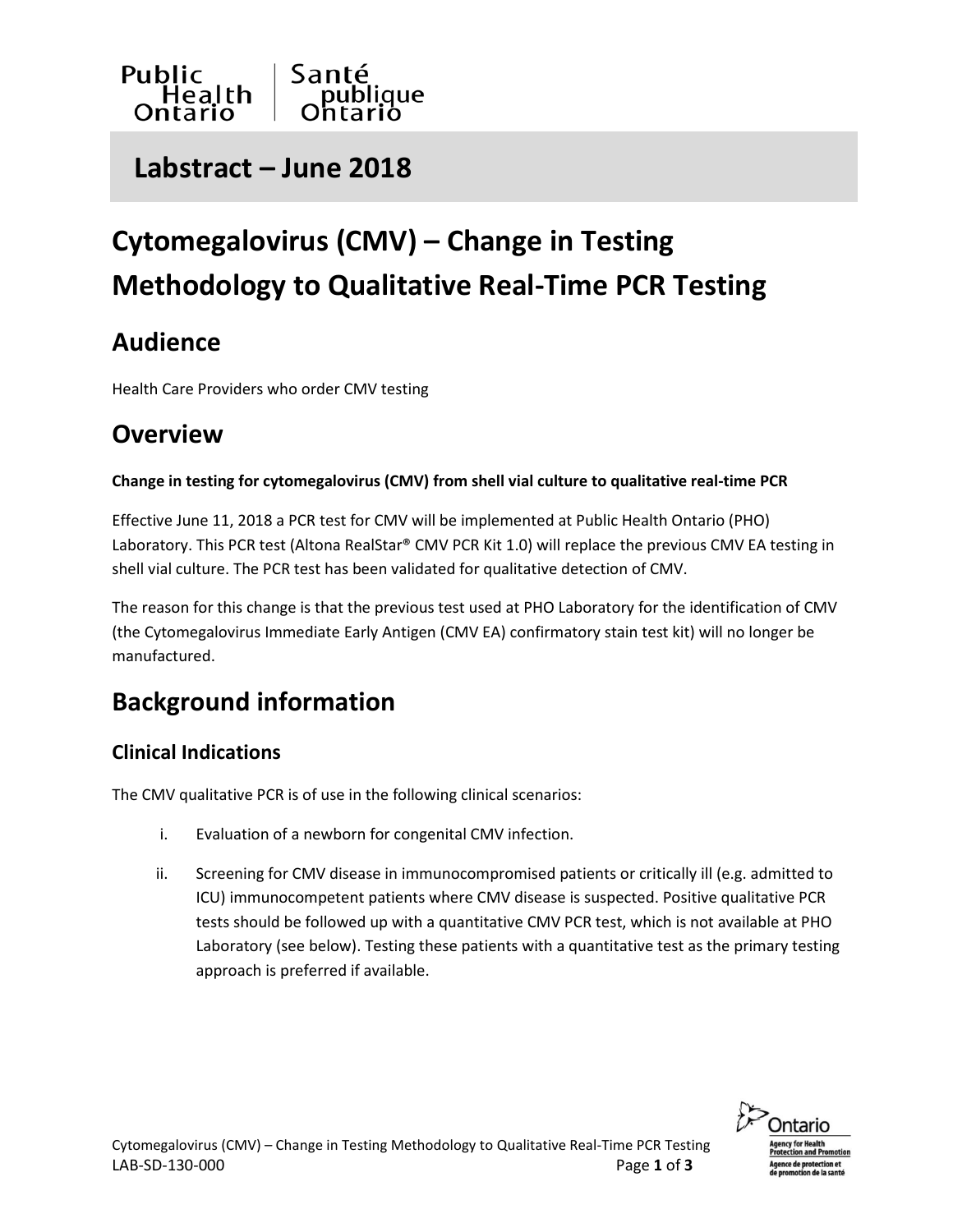Public Health Ontario | Santé publique Ontario

# Labstract – June 2018

# Cytomegalovirus (CMV) – Change in Testing Methodology to Qualitative Real-Time PCR Testing

## Audience

Health Care Providers who order CMV testing

## Overview

**Change in testing for cytomegalovirus (CMV) from shell vial culture to qualitative real-time PCR**

Effective June 11, 2018 a PCR test for CMV will be implemented at Public Health Ontario (PHO) Laboratory. This PCR test (Altona RealStar® CMV PCR Kit 1.0) will replace the previous CMV EA testing in shell vial culture. The PCR test has been validated for qualitative detection of CMV.

The reason for this change is that the previous test used at PHO Laboratory for the identification of CMV (the Cytomegalovirus Immediate Early Antigen (CMV EA) confirmatory stain test kit) will no longer be manufactured.

## Background information

### Clinical Indications

The CMV qualitative PCR is of use in the following clinical scenarios:

i. Evaluation of a newborn for congenital CMV infection.

ii. Screening for CMV disease in immunocompromised patients or critically ill (e.g. admitted to ICU) immunocompetent patients where CMV disease is suspected. Positive qualitative PCR tests should be followed up with a quantitative CMV PCR test, which is not available at PHO Laboratory (see below). Testing these patients with a quantitative test as the primary testing approach is preferred if available.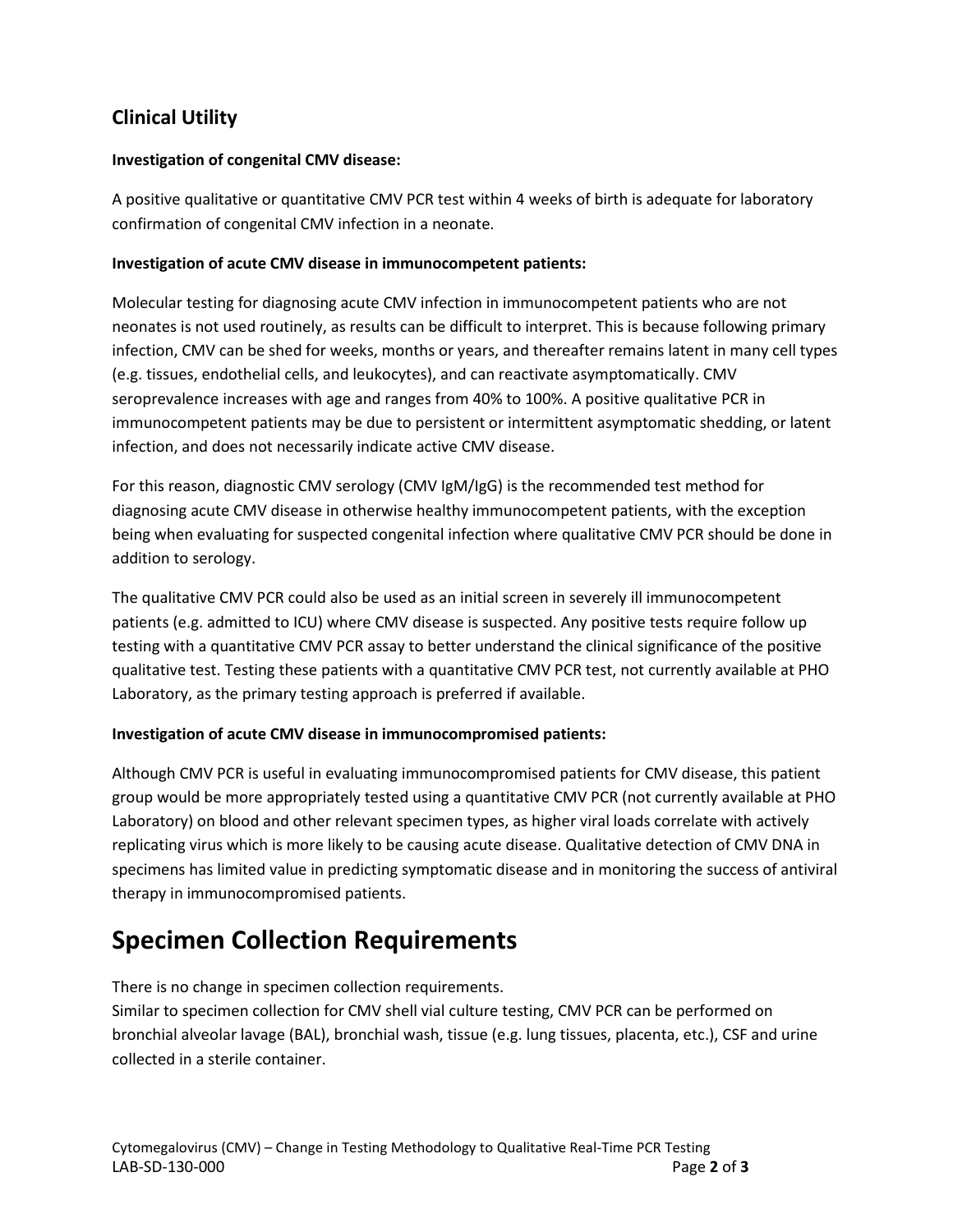## Clinical Utility

**Investigation of congenital CMV disease:**

A positive qualitative or quantitative CMV PCR test within 4 weeks of birth is adequate for laboratory confirmation of congenital CMV infection in a neonate.

**Investigation of acute CMV disease in immunocompetent patients:**

Molecular testing for diagnosing acute CMV infection in immunocompetent patients who are not neonates is not used routinely, as results can be difficult to interpret. This is because following primary infection, CMV can be shed for weeks, months or years, and thereafter remains latent in many cell types (e.g. tissues, endothelial cells, and leukocytes), and can reactivate asymptomatically. CMV seroprevalence increases with age and ranges from 40% to 100%. A positive qualitative PCR in immunocompetent patients may be due to persistent or intermittent asymptomatic shedding, or latent infection, and does not necessarily indicate active CMV disease.

For this reason, diagnostic CMV serology (CMV IgM/IgG) is the recommended test method for diagnosing acute CMV disease in otherwise healthy immunocompetent patients, with the exception being when evaluating for suspected congenital infection where qualitative CMV PCR should be done in addition to serology.

The qualitative CMV PCR could also be used as an initial screen in severely ill immunocompetent patients (e.g. admitted to ICU) where CMV disease is suspected. Any positive tests require follow up testing with a quantitative CMV PCR assay to better understand the clinical significance of the positive qualitative test. Testing these patients with a quantitative CMV PCR test, not currently available at PHO Laboratory, as the primary testing approach is preferred if available.

**Investigation of acute CMV disease in immunocompromised patients:**

Although CMV PCR is useful in evaluating immunocompromised patients for CMV disease, this patient group would be more appropriately tested using a quantitative CMV PCR (not currently available at PHO Laboratory) on blood and other relevant specimen types, as higher viral loads correlate with actively replicating virus which is more likely to be causing acute disease. Qualitative detection of CMV DNA in specimens has limited value in predicting symptomatic disease and in monitoring the success of antiviral therapy in immunocompromised patients.

# Specimen Collection Requirements

There is no change in specimen collection requirements.
Similar to specimen collection for CMV shell vial culture testing, CMV PCR can be performed on bronchial alveolar lavage (BAL), bronchial wash, tissue (e.g. lung tissues, placenta, etc.), CSF and urine collected in a sterile container.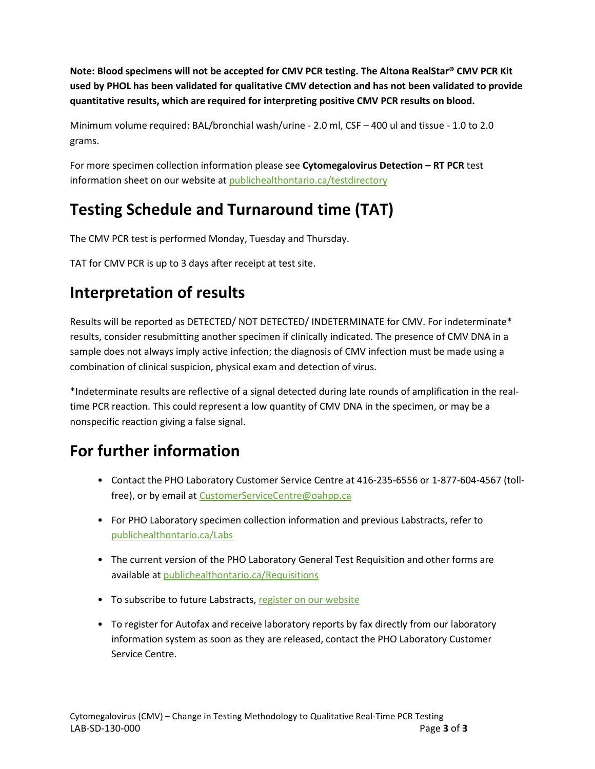**Note: Blood specimens will not be accepted for CMV PCR testing. The Altona RealStar® CMV PCR Kit used by PHOL has been validated for qualitative CMV detection and has not been validated to provide quantitative results, which are required for interpreting positive CMV PCR results on blood.**

Minimum volume required: BAL/bronchial wash/urine - 2.0 ml, CSF – 400 ul and tissue - 1.0 to 2.0 grams.

For more specimen collection information please see **Cytomegalovirus Detection – RT PCR** test information sheet on our website at [publichealthontario.ca/testdirectory](publichealthontario.ca/testdirectory)

## Testing Schedule and Turnaround time (TAT)

The CMV PCR test is performed Monday, Tuesday and Thursday.

TAT for CMV PCR is up to 3 days after receipt at test site.

## Interpretation of results

Results will be reported as DETECTED/ NOT DETECTED/ INDETERMINATE for CMV. For indeterminate* results, consider resubmitting another specimen if clinically indicated. The presence of CMV DNA in a sample does not always imply active infection; the diagnosis of CMV infection must be made using a combination of clinical suspicion, physical exam and detection of virus.

*Indeterminate results are reflective of a signal detected during late rounds of amplification in the real-time PCR reaction. This could represent a low quantity of CMV DNA in the specimen, or may be a nonspecific reaction giving a false signal.

## For further information

- Contact the PHO Laboratory Customer Service Centre at 416-235-6556 or 1-877-604-4567 (toll-free), or by email at [CustomerServiceCentre@oahpp.ca](mailto:CustomerServiceCentre@oahpp.ca)
- For PHO Laboratory specimen collection information and previous Labstracts, refer to [publichealthontario.ca/Labs](publichealthontario.ca/Labs)
- The current version of the PHO Laboratory General Test Requisition and other forms are available at [publichealthontario.ca/Requisitions](publichealthontario.ca/Requisitions)
- To subscribe to future Labstracts, register on our website
- To register for Autofax and receive laboratory reports by fax directly from our laboratory information system as soon as they are released, contact the PHO Laboratory Customer Service Centre.